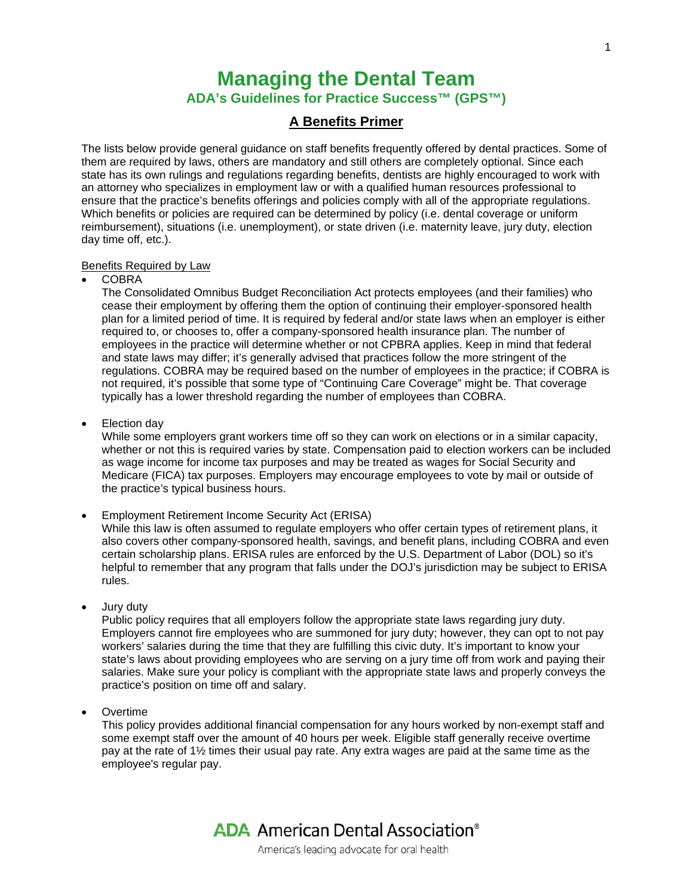# Managing the Dental Team

## ADA's Guidelines for Practice Success™ (GPS™)

### A Benefits Primer

The lists below provide general guidance on staff benefits frequently offered by dental practices. Some of them are required by laws, others are mandatory and still others are completely optional. Since each state has its own rulings and regulations regarding benefits, dentists are highly encouraged to work with an attorney who specializes in employment law or with a qualified human resources professional to ensure that the practice's benefits offerings and policies comply with all of the appropriate regulations. Which benefits or policies are required can be determined by policy (i.e. dental coverage or uniform reimbursement), situations (i.e. unemployment), or state driven (i.e. maternity leave, jury duty, election day time off, etc.).

Benefits Required by Law

- COBRA
  The Consolidated Omnibus Budget Reconciliation Act protects employees (and their families) who cease their employment by offering them the option of continuing their employer-sponsored health plan for a limited period of time. It is required by federal and/or state laws when an employer is either required to, or chooses to, offer a company-sponsored health insurance plan. The number of employees in the practice will determine whether or not CPBRA applies. Keep in mind that federal and state laws may differ; it's generally advised that practices follow the more stringent of the regulations. COBRA may be required based on the number of employees in the practice; if COBRA is not required, it's possible that some type of "Continuing Care Coverage" might be. That coverage typically has a lower threshold regarding the number of employees than COBRA.

- Election day
  While some employers grant workers time off so they can work on elections or in a similar capacity, whether or not this is required varies by state. Compensation paid to election workers can be included as wage income for income tax purposes and may be treated as wages for Social Security and Medicare (FICA) tax purposes. Employers may encourage employees to vote by mail or outside of the practice's typical business hours.

- Employment Retirement Income Security Act (ERISA)
  While this law is often assumed to regulate employers who offer certain types of retirement plans, it also covers other company-sponsored health, savings, and benefit plans, including COBRA and even certain scholarship plans. ERISA rules are enforced by the U.S. Department of Labor (DOL) so it's helpful to remember that any program that falls under the DOJ's jurisdiction may be subject to ERISA rules.

- Jury duty
  Public policy requires that all employers follow the appropriate state laws regarding jury duty. Employers cannot fire employees who are summoned for jury duty; however, they can opt to not pay workers' salaries during the time that they are fulfilling this civic duty. It's important to know your state's laws about providing employees who are serving on a jury time off from work and paying their salaries. Make sure your policy is compliant with the appropriate state laws and properly conveys the practice's position on time off and salary.

- Overtime
  This policy provides additional financial compensation for any hours worked by non-exempt staff and some exempt staff over the amount of 40 hours per week. Eligible staff generally receive overtime pay at the rate of 1½ times their usual pay rate. Any extra wages are paid at the same time as the employee's regular pay.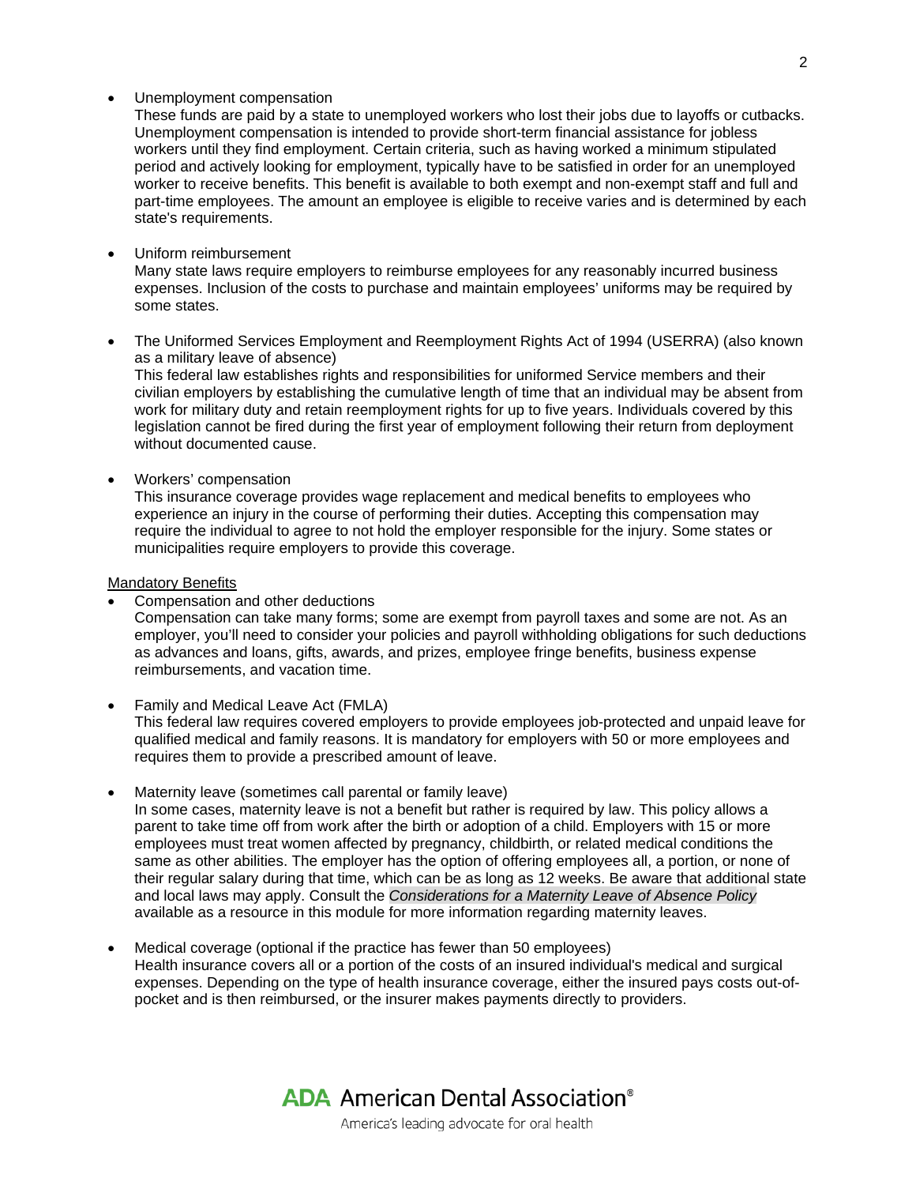- Unemployment compensation
  These funds are paid by a state to unemployed workers who lost their jobs due to layoffs or cutbacks. Unemployment compensation is intended to provide short-term financial assistance for jobless workers until they find employment. Certain criteria, such as having worked a minimum stipulated period and actively looking for employment, typically have to be satisfied in order for an unemployed worker to receive benefits. This benefit is available to both exempt and non-exempt staff and full and part-time employees. The amount an employee is eligible to receive varies and is determined by each state's requirements.

- Uniform reimbursement
  Many state laws require employers to reimburse employees for any reasonably incurred business expenses. Inclusion of the costs to purchase and maintain employees' uniforms may be required by some states.

- The Uniformed Services Employment and Reemployment Rights Act of 1994 (USERRA) (also known as a military leave of absence)
  This federal law establishes rights and responsibilities for uniformed Service members and their civilian employers by establishing the cumulative length of time that an individual may be absent from work for military duty and retain reemployment rights for up to five years. Individuals covered by this legislation cannot be fired during the first year of employment following their return from deployment without documented cause.

- Workers' compensation
  This insurance coverage provides wage replacement and medical benefits to employees who experience an injury in the course of performing their duties. Accepting this compensation may require the individual to agree to not hold the employer responsible for the injury. Some states or municipalities require employers to provide this coverage.

<u>Mandatory Benefits</u>

- Compensation and other deductions
  Compensation can take many forms; some are exempt from payroll taxes and some are not. As an employer, you'll need to consider your policies and payroll withholding obligations for such deductions as advances and loans, gifts, awards, and prizes, employee fringe benefits, business expense reimbursements, and vacation time.

- Family and Medical Leave Act (FMLA)
  This federal law requires covered employers to provide employees job-protected and unpaid leave for qualified medical and family reasons. It is mandatory for employers with 50 or more employees and requires them to provide a prescribed amount of leave.

- Maternity leave (sometimes call parental or family leave)
  In some cases, maternity leave is not a benefit but rather is required by law. This policy allows a parent to take time off from work after the birth or adoption of a child. Employers with 15 or more employees must treat women affected by pregnancy, childbirth, or related medical conditions the same as other abilities. The employer has the option of offering employees all, a portion, or none of their regular salary during that time, which can be as long as 12 weeks. Be aware that additional state and local laws may apply. Consult the *Considerations for a Maternity Leave of Absence Policy* available as a resource in this module for more information regarding maternity leaves.

- Medical coverage (optional if the practice has fewer than 50 employees)
  Health insurance covers all or a portion of the costs of an insured individual's medical and surgical expenses. Depending on the type of health insurance coverage, either the insured pays costs out-of-pocket and is then reimbursed, or the insurer makes payments directly to providers.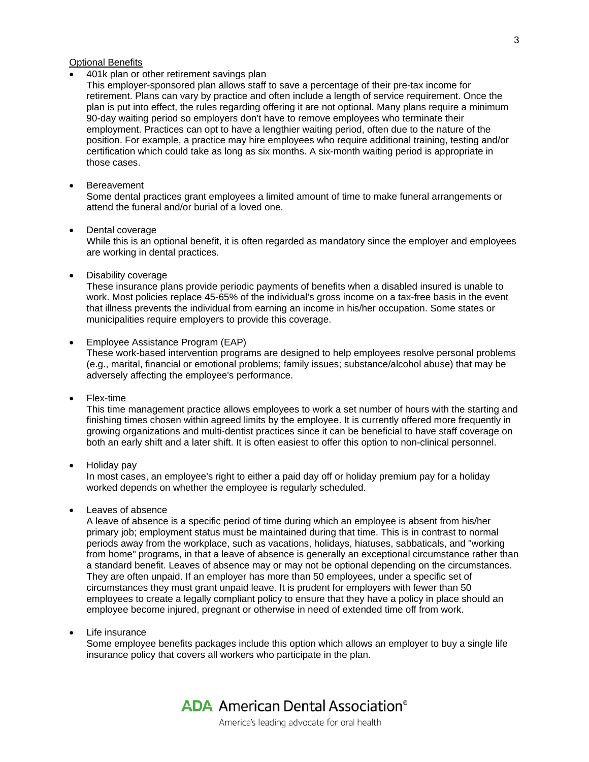Optional Benefits

- 401k plan or other retirement savings plan
  This employer-sponsored plan allows staff to save a percentage of their pre-tax income for retirement. Plans can vary by practice and often include a length of service requirement. Once the plan is put into effect, the rules regarding offering it are not optional. Many plans require a minimum 90-day waiting period so employers don't have to remove employees who terminate their employment. Practices can opt to have a lengthier waiting period, often due to the nature of the position. For example, a practice may hire employees who require additional training, testing and/or certification which could take as long as six months. A six-month waiting period is appropriate in those cases.

- Bereavement
  Some dental practices grant employees a limited amount of time to make funeral arrangements or attend the funeral and/or burial of a loved one.

- Dental coverage
  While this is an optional benefit, it is often regarded as mandatory since the employer and employees are working in dental practices.

- Disability coverage
  These insurance plans provide periodic payments of benefits when a disabled insured is unable to work. Most policies replace 45-65% of the individual's gross income on a tax-free basis in the event that illness prevents the individual from earning an income in his/her occupation. Some states or municipalities require employers to provide this coverage.

- Employee Assistance Program (EAP)
  These work-based intervention programs are designed to help employees resolve personal problems (e.g., marital, financial or emotional problems; family issues; substance/alcohol abuse) that may be adversely affecting the employee's performance.

- Flex-time
  This time management practice allows employees to work a set number of hours with the starting and finishing times chosen within agreed limits by the employee. It is currently offered more frequently in growing organizations and multi-dentist practices since it can be beneficial to have staff coverage on both an early shift and a later shift. It is often easiest to offer this option to non-clinical personnel.

- Holiday pay
  In most cases, an employee's right to either a paid day off or holiday premium pay for a holiday worked depends on whether the employee is regularly scheduled.

- Leaves of absence
  A leave of absence is a specific period of time during which an employee is absent from his/her primary job; employment status must be maintained during that time. This is in contrast to normal periods away from the workplace, such as vacations, holidays, hiatuses, sabbaticals, and "working from home" programs, in that a leave of absence is generally an exceptional circumstance rather than a standard benefit. Leaves of absence may or may not be optional depending on the circumstances. They are often unpaid. If an employer has more than 50 employees, under a specific set of circumstances they must grant unpaid leave. It is prudent for employers with fewer than 50 employees to create a legally compliant policy to ensure that they have a policy in place should an employee become injured, pregnant or otherwise in need of extended time off from work.

- Life insurance
  Some employee benefits packages include this option which allows an employer to buy a single life insurance policy that covers all workers who participate in the plan.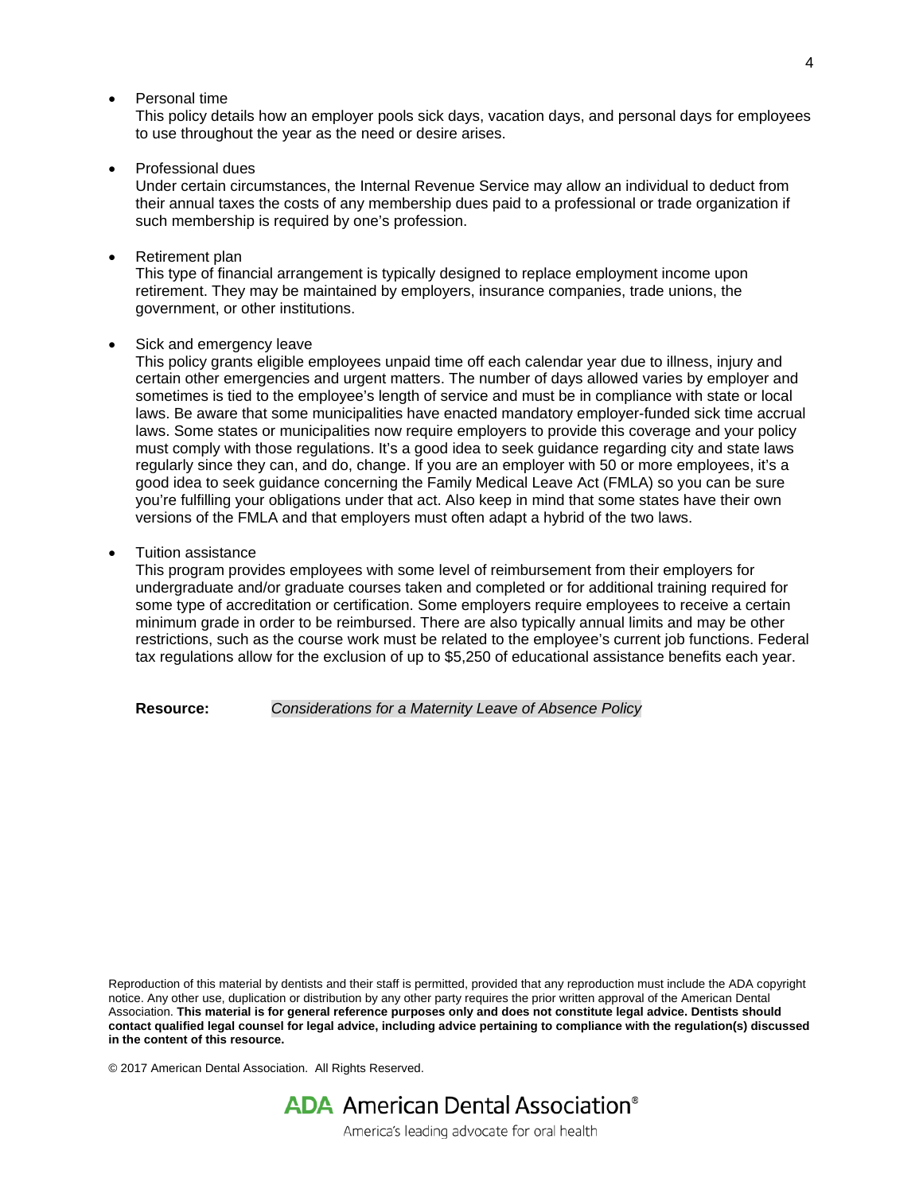- Personal time
  This policy details how an employer pools sick days, vacation days, and personal days for employees to use throughout the year as the need or desire arises.

- Professional dues
  Under certain circumstances, the Internal Revenue Service may allow an individual to deduct from their annual taxes the costs of any membership dues paid to a professional or trade organization if such membership is required by one's profession.

- Retirement plan
  This type of financial arrangement is typically designed to replace employment income upon retirement. They may be maintained by employers, insurance companies, trade unions, the government, or other institutions.

- Sick and emergency leave
  This policy grants eligible employees unpaid time off each calendar year due to illness, injury and certain other emergencies and urgent matters. The number of days allowed varies by employer and sometimes is tied to the employee's length of service and must be in compliance with state or local laws. Be aware that some municipalities have enacted mandatory employer-funded sick time accrual laws. Some states or municipalities now require employers to provide this coverage and your policy must comply with those regulations. It's a good idea to seek guidance regarding city and state laws regularly since they can, and do, change. If you are an employer with 50 or more employees, it's a good idea to seek guidance concerning the Family Medical Leave Act (FMLA) so you can be sure you're fulfilling your obligations under that act. Also keep in mind that some states have their own versions of the FMLA and that employers must often adapt a hybrid of the two laws.

- Tuition assistance
  This program provides employees with some level of reimbursement from their employers for undergraduate and/or graduate courses taken and completed or for additional training required for some type of accreditation or certification. Some employers require employees to receive a certain minimum grade in order to be reimbursed. There are also typically annual limits and may be other restrictions, such as the course work must be related to the employee's current job functions. Federal tax regulations allow for the exclusion of up to $5,250 of educational assistance benefits each year.

**Resource:** *Considerations for a Maternity Leave of Absence Policy*

Reproduction of this material by dentists and their staff is permitted, provided that any reproduction must include the ADA copyright notice. Any other use, duplication or distribution by any other party requires the prior written approval of the American Dental Association. **This material is for general reference purposes only and does not constitute legal advice. Dentists should contact qualified legal counsel for legal advice, including advice pertaining to compliance with the regulation(s) discussed in the content of this resource.**

© 2017 American Dental Association. All Rights Reserved.

ADA American Dental Association®

America's leading advocate for oral health